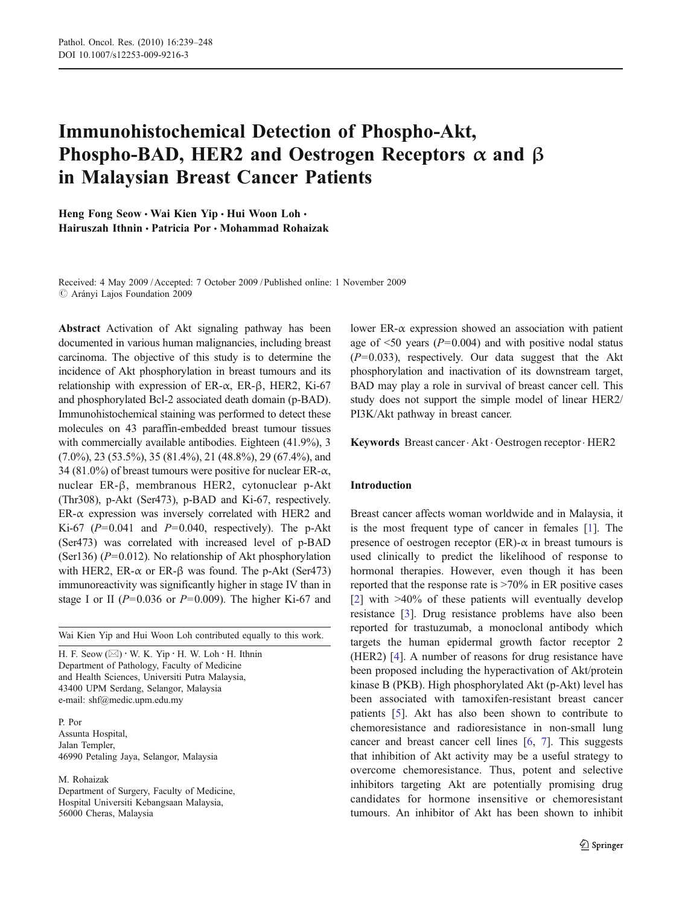# Immunohistochemical Detection of Phospho-Akt, Phospho-BAD, HER2 and Oestrogen Receptors α and β in Malaysian Breast Cancer Patients

Heng Fong Seow · Wai Kien Yip · Hui Woon Loh · Hairuszah Ithnin · Patricia Por · Mohammad Rohaizak

Received: 4 May 2009 / Accepted: 7 October 2009 / Published online: 1 November 2009
© Arányi Lajos Foundation 2009

**Abstract** Activation of Akt signaling pathway has been documented in various human malignancies, including breast carcinoma. The objective of this study is to determine the incidence of Akt phosphorylation in breast tumours and its relationship with expression of ER-α, ER-β, HER2, Ki-67 and phosphorylated Bcl-2 associated death domain (p-BAD). Immunohistochemical staining was performed to detect these molecules on 43 paraffin-embedded breast tumour tissues with commercially available antibodies. Eighteen (41.9%), 3 (7.0%), 23 (53.5%), 35 (81.4%), 21 (48.8%), 29 (67.4%), and 34 (81.0%) of breast tumours were positive for nuclear ER-α, nuclear ER-β, membranous HER2, cytonuclear p-Akt (Thr308), p-Akt (Ser473), p-BAD and Ki-67, respectively. ER-α expression was inversely correlated with HER2 and Ki-67 ($P=0.041$ and $P=0.040$, respectively). The p-Akt (Ser473) was correlated with increased level of p-BAD (Ser136) ($P=0.012$). No relationship of Akt phosphorylation with HER2, ER-α or ER-β was found. The p-Akt (Ser473) immunoreactivity was significantly higher in stage IV than in stage I or II ($P=0.036$ or $P=0.009$). The higher Ki-67 and lower ER-α expression showed an association with patient age of <50 years ($P=0.004$) and with positive nodal status ($P=0.033$), respectively. Our data suggest that the Akt phosphorylation and inactivation of its downstream target, BAD may play a role in survival of breast cancer cell. This study does not support the simple model of linear HER2/PI3K/Akt pathway in breast cancer.

**Keywords** Breast cancer · Akt · Oestrogen receptor · HER2

Wai Kien Yip and Hui Woon Loh contributed equally to this work.

H. F. Seow (✉) · W. K. Yip · H. W. Loh · H. Ithnin
Department of Pathology, Faculty of Medicine and Health Sciences, Universiti Putra Malaysia, 43400 UPM Serdang, Selangor, Malaysia
e-mail: shf@medic.upm.edu.my

P. Por
Assunta Hospital, Jalan Templer, 46990 Petaling Jaya, Selangor, Malaysia

M. Rohaizak
Department of Surgery, Faculty of Medicine, Hospital Universiti Kebangsaan Malaysia, 56000 Cheras, Malaysia

## Introduction

Breast cancer affects woman worldwide and in Malaysia, it is the most frequent type of cancer in females [1]. The presence of oestrogen receptor (ER)-α in breast tumours is used clinically to predict the likelihood of response to hormonal therapies. However, even though it has been reported that the response rate is >70% in ER positive cases [2] with >40% of these patients will eventually develop resistance [3]. Drug resistance problems have also been reported for trastuzumab, a monoclonal antibody which targets the human epidermal growth factor receptor 2 (HER2) [4]. A number of reasons for drug resistance have been proposed including the hyperactivation of Akt/protein kinase B (PKB). High phosphorylated Akt (p-Akt) level has been associated with tamoxifen-resistant breast cancer patients [5]. Akt has also been shown to contribute to chemoresistance and radioresistance in non-small lung cancer and breast cancer cell lines [6, 7]. This suggests that inhibition of Akt activity may be a useful strategy to overcome chemoresistance. Thus, potent and selective inhibitors targeting Akt are potentially promising drug candidates for hormone insensitive or chemoresistant tumours. An inhibitor of Akt has been shown to inhibit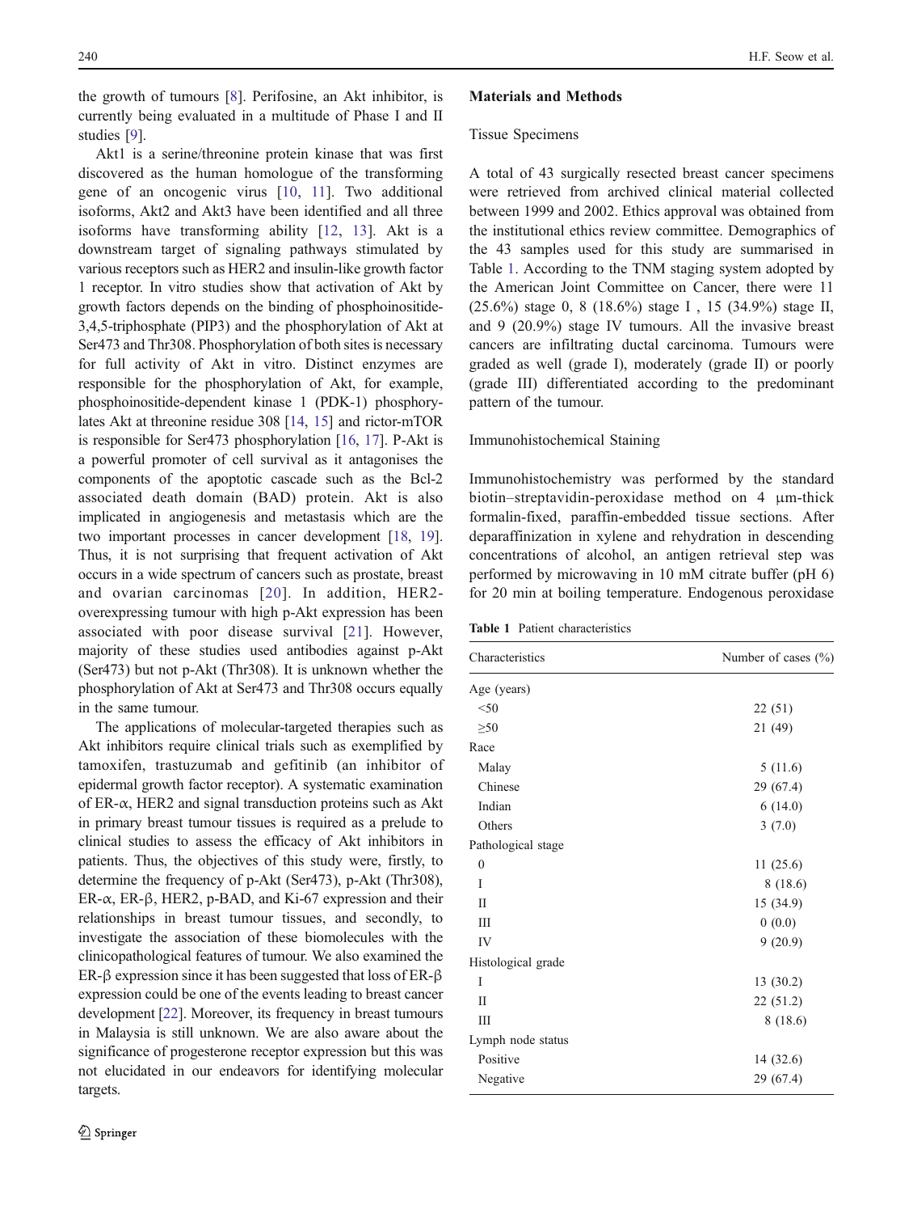the growth of tumours [8]. Perifosine, an Akt inhibitor, is currently being evaluated in a multitude of Phase I and II studies [9].

Akt1 is a serine/threonine protein kinase that was first discovered as the human homologue of the transforming gene of an oncogenic virus [10, 11]. Two additional isoforms, Akt2 and Akt3 have been identified and all three isoforms have transforming ability [12, 13]. Akt is a downstream target of signaling pathways stimulated by various receptors such as HER2 and insulin-like growth factor 1 receptor. In vitro studies show that activation of Akt by growth factors depends on the binding of phosphoinositide-3,4,5-triphosphate (PIP3) and the phosphorylation of Akt at Ser473 and Thr308. Phosphorylation of both sites is necessary for full activity of Akt in vitro. Distinct enzymes are responsible for the phosphorylation of Akt, for example, phosphoinositide-dependent kinase 1 (PDK-1) phosphorylates Akt at threonine residue 308 [14, 15] and rictor-mTOR is responsible for Ser473 phosphorylation [16, 17]. P-Akt is a powerful promoter of cell survival as it antagonises the components of the apoptotic cascade such as the Bcl-2 associated death domain (BAD) protein. Akt is also implicated in angiogenesis and metastasis which are the two important processes in cancer development [18, 19]. Thus, it is not surprising that frequent activation of Akt occurs in a wide spectrum of cancers such as prostate, breast and ovarian carcinomas [20]. In addition, HER2-overexpressing tumour with high p-Akt expression has been associated with poor disease survival [21]. However, majority of these studies used antibodies against p-Akt (Ser473) but not p-Akt (Thr308). It is unknown whether the phosphorylation of Akt at Ser473 and Thr308 occurs equally in the same tumour.

The applications of molecular-targeted therapies such as Akt inhibitors require clinical trials such as exemplified by tamoxifen, trastuzumab and gefitinib (an inhibitor of epidermal growth factor receptor). A systematic examination of ER-α, HER2 and signal transduction proteins such as Akt in primary breast tumour tissues is required as a prelude to clinical studies to assess the efficacy of Akt inhibitors in patients. Thus, the objectives of this study were, firstly, to determine the frequency of p-Akt (Ser473), p-Akt (Thr308), ER-α, ER-β, HER2, p-BAD, and Ki-67 expression and their relationships in breast tumour tissues, and secondly, to investigate the association of these biomolecules with the clinicopathological features of tumour. We also examined the ER-β expression since it has been suggested that loss of ER-β expression could be one of the events leading to breast cancer development [22]. Moreover, its frequency in breast tumours in Malaysia is still unknown. We are also aware about the significance of progesterone receptor expression but this was not elucidated in our endeavors for identifying molecular targets.

## Materials and Methods

### Tissue Specimens

A total of 43 surgically resected breast cancer specimens were retrieved from archived clinical material collected between 1999 and 2002. Ethics approval was obtained from the institutional ethics review committee. Demographics of the 43 samples used for this study are summarised in Table 1. According to the TNM staging system adopted by the American Joint Committee on Cancer, there were 11 (25.6%) stage 0, 8 (18.6%) stage I , 15 (34.9%) stage II, and 9 (20.9%) stage IV tumours. All the invasive breast cancers are infiltrating ductal carcinoma. Tumours were graded as well (grade I), moderately (grade II) or poorly (grade III) differentiated according to the predominant pattern of the tumour.

### Immunohistochemical Staining

Immunohistochemistry was performed by the standard biotin–streptavidin-peroxidase method on 4 μm-thick formalin-fixed, paraffin-embedded tissue sections. After deparaffinization in xylene and rehydration in descending concentrations of alcohol, an antigen retrieval step was performed by microwaving in 10 mM citrate buffer (pH 6) for 20 min at boiling temperature. Endogenous peroxidase

**Table 1** Patient characteristics

| Characteristics | Number of cases (%) |
|---|---|
| Age (years) | |
| <50 | 22 (51) |
| ≥50 | 21 (49) |
| Race | |
| Malay | 5 (11.6) |
| Chinese | 29 (67.4) |
| Indian | 6 (14.0) |
| Others | 3 (7.0) |
| Pathological stage | |
| 0 | 11 (25.6) |
| I | 8 (18.6) |
| II | 15 (34.9) |
| III | 0 (0.0) |
| IV | 9 (20.9) |
| Histological grade | |
| I | 13 (30.2) |
| II | 22 (51.2) |
| III | 8 (18.6) |
| Lymph node status | |
| Positive | 14 (32.6) |
| Negative | 29 (67.4) |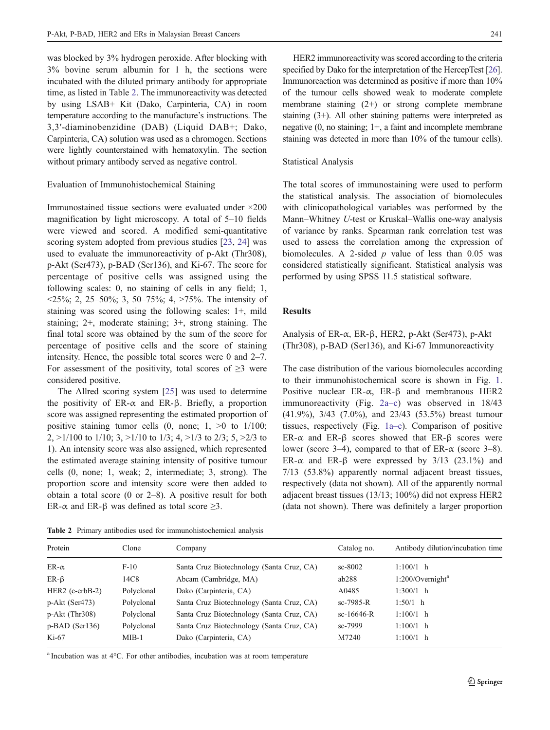was blocked by 3% hydrogen peroxide. After blocking with 3% bovine serum albumin for 1 h, the sections were incubated with the diluted primary antibody for appropriate time, as listed in Table 2. The immunoreactivity was detected by using LSAB+ Kit (Dako, Carpinteria, CA) in room temperature according to the manufacture's instructions. The 3,3′-diaminobenzidine (DAB) (Liquid DAB+; Dako, Carpinteria, CA) solution was used as a chromogen. Sections were lightly counterstained with hematoxylin. The section without primary antibody served as negative control.

### Evaluation of Immunohistochemical Staining

Immunostained tissue sections were evaluated under ×200 magnification by light microscopy. A total of 5–10 fields were viewed and scored. A modified semi-quantitative scoring system adopted from previous studies [23, 24] was used to evaluate the immunoreactivity of p-Akt (Thr308), p-Akt (Ser473), p-BAD (Ser136), and Ki-67. The score for percentage of positive cells was assigned using the following scales: 0, no staining of cells in any field; 1, <25%; 2, 25–50%; 3, 50–75%; 4, >75%. The intensity of staining was scored using the following scales: 1+, mild staining; 2+, moderate staining; 3+, strong staining. The final total score was obtained by the sum of the score for percentage of positive cells and the score of staining intensity. Hence, the possible total scores were 0 and 2–7. For assessment of the positivity, total scores of ≥3 were considered positive.

The Allred scoring system [25] was used to determine the positivity of ER-α and ER-β. Briefly, a proportion score was assigned representing the estimated proportion of positive staining tumor cells (0, none; 1, >0 to 1/100; 2, >1/100 to 1/10; 3, >1/10 to 1/3; 4, >1/3 to 2/3; 5, >2/3 to 1). An intensity score was also assigned, which represented the estimated average staining intensity of positive tumour cells (0, none; 1, weak; 2, intermediate; 3, strong). The proportion score and intensity score were then added to obtain a total score (0 or 2–8). A positive result for both ER-α and ER-β was defined as total score ≥3.

HER2 immunoreactivity was scored according to the criteria specified by Dako for the interpretation of the HercepTest [26]. Immunoreaction was determined as positive if more than 10% of the tumour cells showed weak to moderate complete membrane staining (2+) or strong complete membrane staining (3+). All other staining patterns were interpreted as negative (0, no staining; 1+, a faint and incomplete membrane staining was detected in more than 10% of the tumour cells).

### Statistical Analysis

The total scores of immunostaining were used to perform the statistical analysis. The association of biomolecules with clinicopathological variables was performed by the Mann–Whitney *U*-test or Kruskal–Wallis one-way analysis of variance by ranks. Spearman rank correlation test was used to assess the correlation among the expression of biomolecules. A 2-sided $p$ value of less than 0.05 was considered statistically significant. Statistical analysis was performed by using SPSS 11.5 statistical software.

## Results

### Analysis of ER-α, ER-β, HER2, p-Akt (Ser473), p-Akt (Thr308), p-BAD (Ser136), and Ki-67 Immunoreactivity

The case distribution of the various biomolecules according to their immunohistochemical score is shown in Fig. 1. Positive nuclear ER-α, ER-β and membranous HER2 immunoreactivity (Fig. 2a–c) was observed in 18/43 (41.9%), 3/43 (7.0%), and 23/43 (53.5%) breast tumour tissues, respectively (Fig. 1a–c). Comparison of positive ER-α and ER-β scores showed that ER-β scores were lower (score 3–4), compared to that of ER-α (score 3–8). ER-α and ER-β were expressed by 3/13 (23.1%) and 7/13 (53.8%) apparently normal adjacent breast tissues, respectively (data not shown). All of the apparently normal adjacent breast tissues (13/13; 100%) did not express HER2 (data not shown). There was definitely a larger proportion

**Table 2** Primary antibodies used for immunohistochemical analysis

| Protein | Clone | Company | Catalog no. | Antibody dilution/incubation time |
|---|---|---|---|---|
| ER-α | F-10 | Santa Cruz Biotechnology (Santa Cruz, CA) | sc-8002 | 1:100/1 h |
| ER-β | 14C8 | Abcam (Cambridge, MA) | ab288 | 1:200/Overnight[a] |
| HER2 (c-erbB-2) | Polyclonal | Dako (Carpinteria, CA) | A0485 | 1:300/1 h |
| p-Akt (Ser473) | Polyclonal | Santa Cruz Biotechnology (Santa Cruz, CA) | sc-7985-R | 1:50/1 h |
| p-Akt (Thr308) | Polyclonal | Santa Cruz Biotechnology (Santa Cruz, CA) | sc-16646-R | 1:100/1 h |
| p-BAD (Ser136) | Polyclonal | Santa Cruz Biotechnology (Santa Cruz, CA) | sc-7999 | 1:100/1 h |
| Ki-67 | MIB-1 | Dako (Carpinteria, CA) | M7240 | 1:100/1 h |

[a] Incubation was at 4°C. For other antibodies, incubation was at room temperature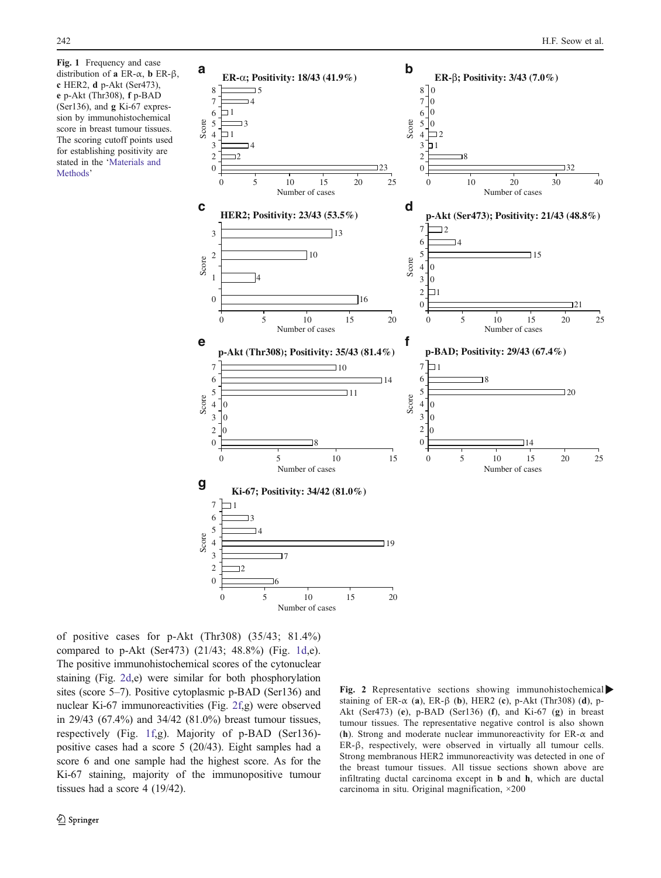Fig. 1 Frequency and case distribution of **a** ER-α, **b** ER-β, **c** HER2, **d** p-Akt (Ser473), **e** p-Akt (Thr308), **f** p-BAD (Ser136), and **g** Ki-67 expression by immunohistochemical score in breast tumour tissues. The scoring cutoff points used for establishing positivity are stated in the 'Materials and Methods'

of positive cases for p-Akt (Thr308) (35/43; 81.4%) compared to p-Akt (Ser473) (21/43; 48.8%) (Fig. 1d,e). The positive immunohistochemical scores of the cytonuclear staining (Fig. 2d,e) were similar for both phosphorylation sites (score 5–7). Positive cytoplasmic p-BAD (Ser136) and nuclear Ki-67 immunoreactivities (Fig. 2f,g) were observed in 29/43 (67.4%) and 34/42 (81.0%) breast tumour tissues, respectively (Fig. 1f,g). Majority of p-BAD (Ser136)-positive cases had a score 5 (20/43). Eight samples had a score 6 and one sample had the highest score. As for the Ki-67 staining, majority of the immunopositive tumour tissues had a score 4 (19/42).

Fig. 2 Representative sections showing immunohistochemical staining of ER-α (**a**), ER-β (**b**), HER2 (**c**), p-Akt (Thr308) (**d**), p-Akt (Ser473) (**e**), p-BAD (Ser136) (**f**), and Ki-67 (**g**) in breast tumour tissues. The representative negative control is also shown (**h**). Strong and moderate nuclear immunoreactivity for ER-α and ER-β, respectively, were observed in virtually all tumour cells. Strong membranous HER2 immunoreactivity was detected in one of the breast tumour tissues. All tissue sections shown above are infiltrating ductal carcinoma except in **b** and **h**, which are ductal carcinoma in situ. Original magnification, ×200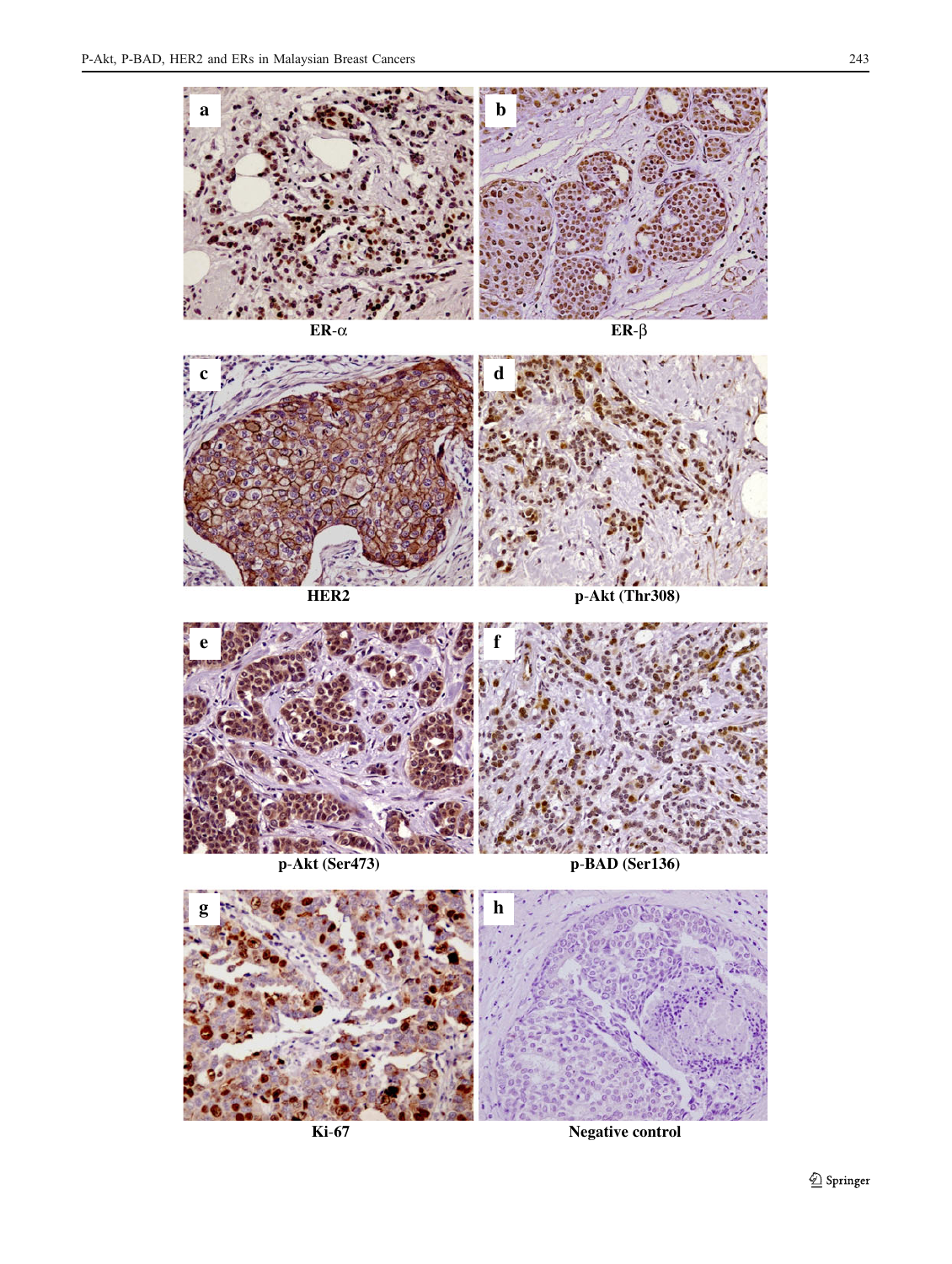a ER-α

b ER-β

c HER2

d p-Akt (Thr308)

e p-Akt (Ser473)

f p-BAD (Ser136)

g Ki-67

h Negative control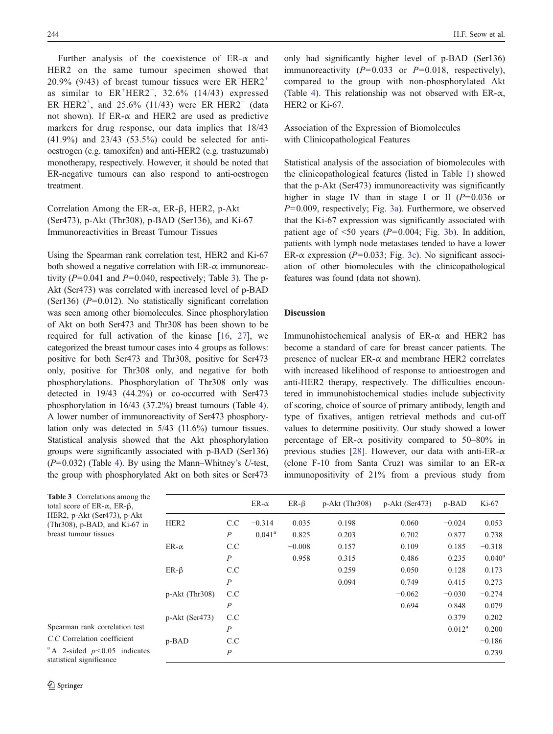Further analysis of the coexistence of ER-α and HER2 on the same tumour specimen showed that 20.9% (9/43) of breast tumour tissues were $ER^+HER2^+$ as similar to $ER^+HER2^-$, 32.6% (14/43) expressed $ER^-HER2^+$, and 25.6% (11/43) were $ER^-HER2^-$ (data not shown). If ER-α and HER2 are used as predictive markers for drug response, our data implies that 18/43 (41.9%) and 23/43 (53.5%) could be selected for anti-oestrogen (e.g. tamoxifen) and anti-HER2 (e.g. trastuzumab) monotherapy, respectively. However, it should be noted that ER-negative tumours can also respond to anti-oestrogen treatment.

### Correlation Among the ER-α, ER-β, HER2, p-Akt (Ser473), p-Akt (Thr308), p-BAD (Ser136), and Ki-67 Immunoreactivities in Breast Tumour Tissues

Using the Spearman rank correlation test, HER2 and Ki-67 both showed a negative correlation with ER-α immunoreactivity ($P=0.041$ and $P=0.040$, respectively; Table 3). The p-Akt (Ser473) was correlated with increased level of p-BAD (Ser136) ($P=0.012$). No statistically significant correlation was seen among other biomolecules. Since phosphorylation of Akt on both Ser473 and Thr308 has been shown to be required for full activation of the kinase [16, 27], we categorized the breast tumour cases into 4 groups as follows: positive for both Ser473 and Thr308, positive for Ser473 only, positive for Thr308 only, and negative for both phosphorylations. Phosphorylation of Thr308 only was detected in 19/43 (44.2%) or co-occurred with Ser473 phosphorylation in 16/43 (37.2%) breast tumours (Table 4). A lower number of immunoreactivity of Ser473 phosphorylation only was detected in 5/43 (11.6%) tumour tissues. Statistical analysis showed that the Akt phosphorylation groups were significantly associated with p-BAD (Ser136) ($P=0.032$) (Table 4). By using the Mann–Whitney's *U*-test, the group with phosphorylated Akt on both sites or Ser473 only had significantly higher level of p-BAD (Ser136) immunoreactivity ($P=0.033$ or $P=0.018$, respectively), compared to the group with non-phosphorylated Akt (Table 4). This relationship was not observed with ER-α, HER2 or Ki-67.

### Association of the Expression of Biomolecules with Clinicopathological Features

Statistical analysis of the association of biomolecules with the clinicopathological features (listed in Table 1) showed that the p-Akt (Ser473) immunoreactivity was significantly higher in stage IV than in stage I or II ($P=0.036$ or $P=0.009$, respectively; Fig. 3a). Furthermore, we observed that the Ki-67 expression was significantly associated with patient age of <50 years ($P=0.004$; Fig. 3b). In addition, patients with lymph node metastases tended to have a lower ER-α expression ($P=0.033$; Fig. 3c). No significant association of other biomolecules with the clinicopathological features was found (data not shown).

## Discussion

Immunohistochemical analysis of ER-α and HER2 has become a standard of care for breast cancer patients. The presence of nuclear ER-α and membrane HER2 correlates with increased likelihood of response to antioestrogen and anti-HER2 therapy, respectively. The difficulties encountered in immunohistochemical studies include subjectivity of scoring, choice of source of primary antibody, length and type of fixatives, antigen retrieval methods and cut-off values to determine positivity. Our study showed a lower percentage of ER-α positivity compared to 50–80% in previous studies [28]. However, our data with anti-ER-α (clone F-10 from Santa Cruz) was similar to an ER-α immunopositivity of 21% from a previous study from

**Table 3** Correlations among the total score of ER-α, ER-β, HER2, p-Akt (Ser473), p-Akt (Thr308), p-BAD, and Ki-67 in breast tumour tissues

| | | ER-α | ER-β | p-Akt (Thr308) | p-Akt (Ser473) | p-BAD | Ki-67 |
|---|---|---|---|---|---|---|---|
| HER2 | C.C | −0.314 | 0.035 | 0.198 | 0.060 | −0.024 | 0.053 |
| | *P* | 0.041[a] | 0.825 | 0.203 | 0.702 | 0.877 | 0.738 |
| ER-α | C.C | | −0.008 | 0.157 | 0.109 | 0.185 | −0.318 |
| | *P* | | 0.958 | 0.315 | 0.486 | 0.235 | 0.040[a] |
| ER-β | C.C | | | 0.259 | 0.050 | 0.128 | 0.173 |
| | *P* | | | 0.094 | 0.749 | 0.415 | 0.273 |
| p-Akt (Thr308) | C.C | | | | −0.062 | −0.030 | −0.274 |
| | *P* | | | | 0.694 | 0.848 | 0.079 |
| p-Akt (Ser473) | C.C | | | | | 0.379 | 0.202 |
| | *P* | | | | | 0.012[a] | 0.200 |
| p-BAD | C.C | | | | | | −0.186 |
| | *P* | | | | | | 0.239 |

Spearman rank correlation test

*C.C* Correlation coefficient

[a] A 2-sided $p<0.05$ indicates statistical significance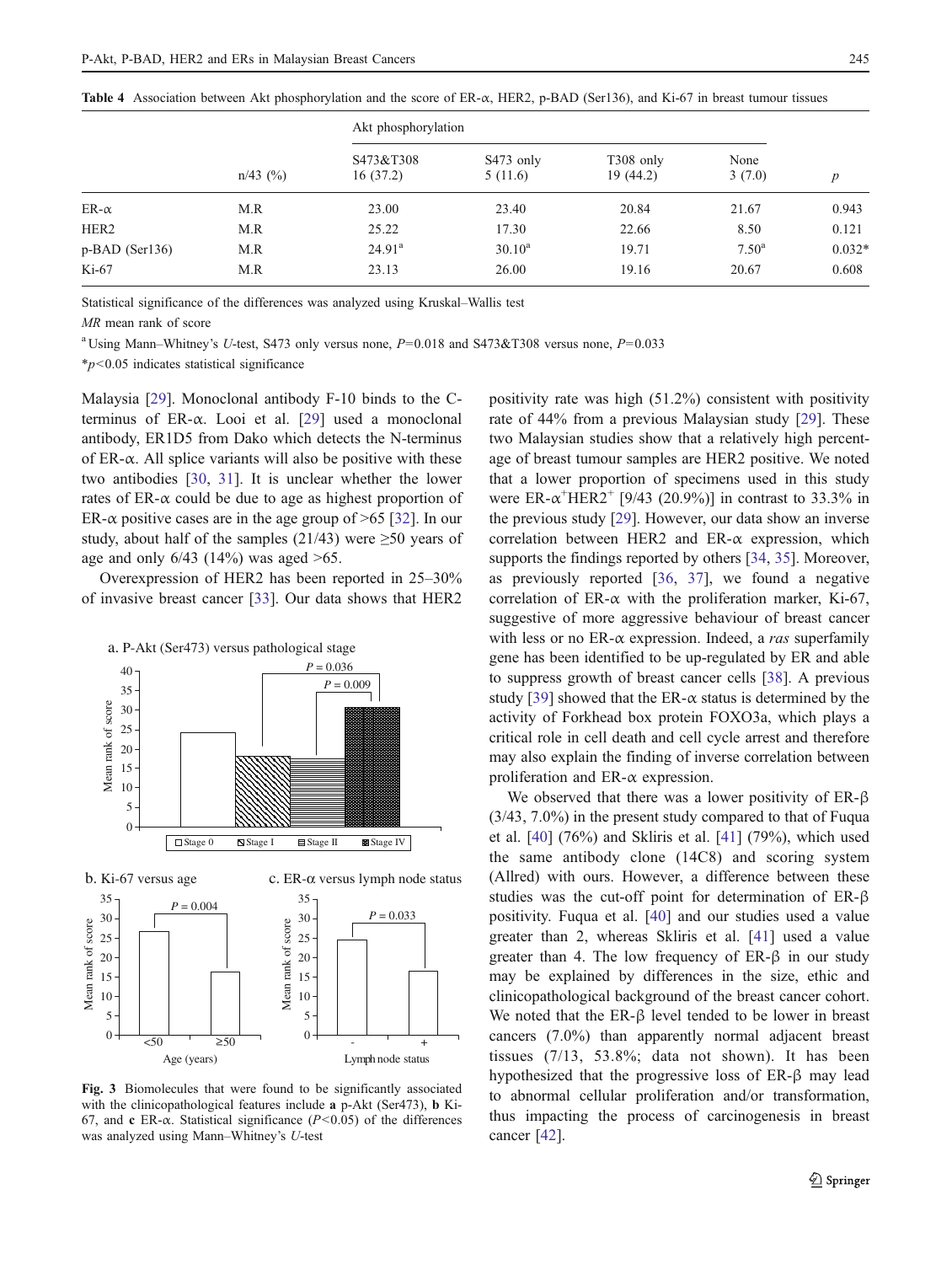**Table 4** Association between Akt phosphorylation and the score of ER-α, HER2, p-BAD (Ser136), and Ki-67 in breast tumour tissues

| | | Akt phosphorylation | | | | |
|---|---|---|---|---|---|---|
| | n/43 (%) | S473&T308 16 (37.2) | S473 only 5 (11.6) | T308 only 19 (44.2) | None 3 (7.0) | *p* |
| ER-α | M.R | 23.00 | 23.40 | 20.84 | 21.67 | 0.943 |
| HER2 | M.R | 25.22 | 17.30 | 22.66 | 8.50 | 0.121 |
| p-BAD (Ser136) | M.R | 24.91[a] | 30.10[a] | 19.71 | 7.50[a] | 0.032* |
| Ki-67 | M.R | 23.13 | 26.00 | 19.16 | 20.67 | 0.608 |

Statistical significance of the differences was analyzed using Kruskal–Wallis test

*MR* mean rank of score

[a] Using Mann–Whitney's *U*-test, S473 only versus none, $P=0.018$ and S473&T308 versus none, $P=0.033$

*$p<0.05$ indicates statistical significance

Malaysia [29]. Monoclonal antibody F-10 binds to the C-terminus of ER-α. Looi et al. [29] used a monoclonal antibody, ER1D5 from Dako which detects the N-terminus of ER-α. All splice variants will also be positive with these two antibodies [30, 31]. It is unclear whether the lower rates of ER-α could be due to age as highest proportion of ER-α positive cases are in the age group of >65 [32]. In our study, about half of the samples (21/43) were ≥50 years of age and only 6/43 (14%) was aged >65.

Overexpression of HER2 has been reported in 25–30% of invasive breast cancer [33]. Our data shows that HER2 positivity rate was high (51.2%) consistent with positivity rate of 44% from a previous Malaysian study [29]. These two Malaysian studies show that a relatively high percentage of breast tumour samples are HER2 positive. We noted that a lower proportion of specimens used in this study were ER-α[+]HER2[+] [9/43 (20.9%)] in contrast to 33.3% in the previous study [29]. However, our data show an inverse correlation between HER2 and ER-α expression, which supports the findings reported by others [34, 35]. Moreover, as previously reported [36, 37], we found a negative correlation of ER-α with the proliferation marker, Ki-67, suggestive of more aggressive behaviour of breast cancer with less or no ER-α expression. Indeed, a *ras* superfamily gene has been identified to be up-regulated by ER and able to suppress growth of breast cancer cells [38]. A previous study [39] showed that the ER-α status is determined by the activity of Forkhead box protein FOXO3a, which plays a critical role in cell death and cell cycle arrest and therefore may also explain the finding of inverse correlation between proliferation and ER-α expression.

**Fig. 3** Biomolecules that were found to be significantly associated with the clinicopathological features include **a** p-Akt (Ser473), **b** Ki-67, and **c** ER-α. Statistical significance ($P<0.05$) of the differences was analyzed using Mann–Whitney's *U*-test

We observed that there was a lower positivity of ER-β (3/43, 7.0%) in the present study compared to that of Fuqua et al. [40] (76%) and Skliris et al. [41] (79%), which used the same antibody clone (14C8) and scoring system (Allred) with ours. However, a difference between these studies was the cut-off point for determination of ER-β positivity. Fuqua et al. [40] and our studies used a value greater than 2, whereas Skliris et al. [41] used a value greater than 4. The low frequency of ER-β in our study may be explained by differences in the size, ethic and clinicopathological background of the breast cancer cohort. We noted that the ER-β level tended to be lower in breast cancers (7.0%) than apparently normal adjacent breast tissues (7/13, 53.8%; data not shown). It has been hypothesized that the progressive loss of ER-β may lead to abnormal cellular proliferation and/or transformation, thus impacting the process of carcinogenesis in breast cancer [42].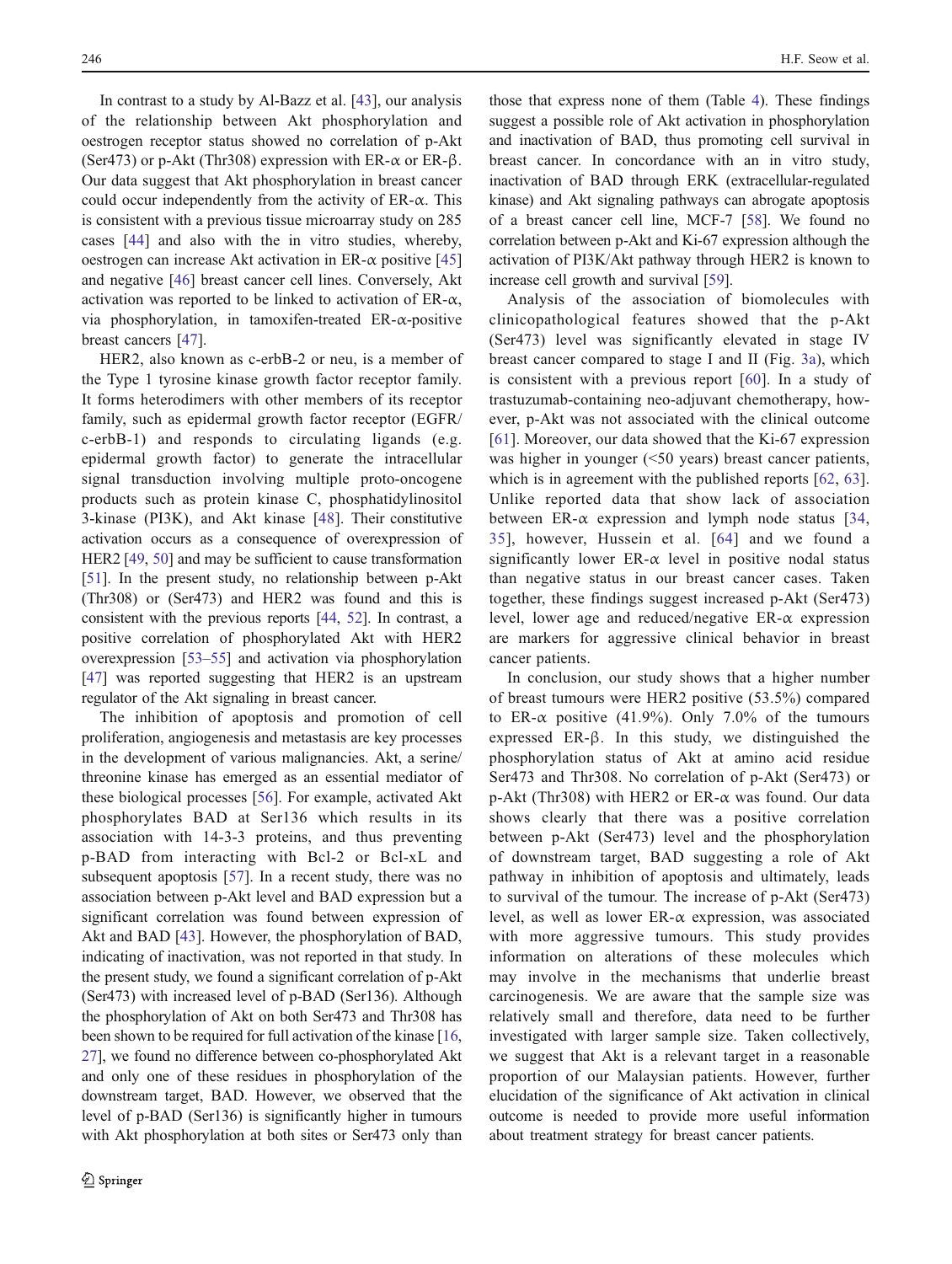In contrast to a study by Al-Bazz et al. [43], our analysis of the relationship between Akt phosphorylation and oestrogen receptor status showed no correlation of p-Akt (Ser473) or p-Akt (Thr308) expression with ER-α or ER-β. Our data suggest that Akt phosphorylation in breast cancer could occur independently from the activity of ER-α. This is consistent with a previous tissue microarray study on 285 cases [44] and also with the in vitro studies, whereby, oestrogen can increase Akt activation in ER-α positive [45] and negative [46] breast cancer cell lines. Conversely, Akt activation was reported to be linked to activation of ER-α, via phosphorylation, in tamoxifen-treated ER-α-positive breast cancers [47].

HER2, also known as c-erbB-2 or neu, is a member of the Type 1 tyrosine kinase growth factor receptor family. It forms heterodimers with other members of its receptor family, such as epidermal growth factor receptor (EGFR/c-erbB-1) and responds to circulating ligands (e.g. epidermal growth factor) to generate the intracellular signal transduction involving multiple proto-oncogene products such as protein kinase C, phosphatidylinositol 3-kinase (PI3K), and Akt kinase [48]. Their constitutive activation occurs as a consequence of overexpression of HER2 [49, 50] and may be sufficient to cause transformation [51]. In the present study, no relationship between p-Akt (Thr308) or (Ser473) and HER2 was found and this is consistent with the previous reports [44, 52]. In contrast, a positive correlation of phosphorylated Akt with HER2 overexpression [53–55] and activation via phosphorylation [47] was reported suggesting that HER2 is an upstream regulator of the Akt signaling in breast cancer.

The inhibition of apoptosis and promotion of cell proliferation, angiogenesis and metastasis are key processes in the development of various malignancies. Akt, a serine/threonine kinase has emerged as an essential mediator of these biological processes [56]. For example, activated Akt phosphorylates BAD at Ser136 which results in its association with 14-3-3 proteins, and thus preventing p-BAD from interacting with Bcl-2 or Bcl-xL and subsequent apoptosis [57]. In a recent study, there was no association between p-Akt level and BAD expression but a significant correlation was found between expression of Akt and BAD [43]. However, the phosphorylation of BAD, indicating of inactivation, was not reported in that study. In the present study, we found a significant correlation of p-Akt (Ser473) with increased level of p-BAD (Ser136). Although the phosphorylation of Akt on both Ser473 and Thr308 has been shown to be required for full activation of the kinase [16, 27], we found no difference between co-phosphorylated Akt and only one of these residues in phosphorylation of the downstream target, BAD. However, we observed that the level of p-BAD (Ser136) is significantly higher in tumours with Akt phosphorylation at both sites or Ser473 only than those that express none of them (Table 4). These findings suggest a possible role of Akt activation in phosphorylation and inactivation of BAD, thus promoting cell survival in breast cancer. In concordance with an in vitro study, inactivation of BAD through ERK (extracellular-regulated kinase) and Akt signaling pathways can abrogate apoptosis of a breast cancer cell line, MCF-7 [58]. We found no correlation between p-Akt and Ki-67 expression although the activation of PI3K/Akt pathway through HER2 is known to increase cell growth and survival [59].

Analysis of the association of biomolecules with clinicopathological features showed that the p-Akt (Ser473) level was significantly elevated in stage IV breast cancer compared to stage I and II (Fig. 3a), which is consistent with a previous report [60]. In a study of trastuzumab-containing neo-adjuvant chemotherapy, however, p-Akt was not associated with the clinical outcome [61]. Moreover, our data showed that the Ki-67 expression was higher in younger (<50 years) breast cancer patients, which is in agreement with the published reports [62, 63]. Unlike reported data that show lack of association between ER-α expression and lymph node status [34, 35], however, Hussein et al. [64] and we found a significantly lower ER-α level in positive nodal status than negative status in our breast cancer cases. Taken together, these findings suggest increased p-Akt (Ser473) level, lower age and reduced/negative ER-α expression are markers for aggressive clinical behavior in breast cancer patients.

In conclusion, our study shows that a higher number of breast tumours were HER2 positive (53.5%) compared to ER-α positive (41.9%). Only 7.0% of the tumours expressed ER-β. In this study, we distinguished the phosphorylation status of Akt at amino acid residue Ser473 and Thr308. No correlation of p-Akt (Ser473) or p-Akt (Thr308) with HER2 or ER-α was found. Our data shows clearly that there was a positive correlation between p-Akt (Ser473) level and the phosphorylation of downstream target, BAD suggesting a role of Akt pathway in inhibition of apoptosis and ultimately, leads to survival of the tumour. The increase of p-Akt (Ser473) level, as well as lower ER-α expression, was associated with more aggressive tumours. This study provides information on alterations of these molecules which may involve in the mechanisms that underlie breast carcinogenesis. We are aware that the sample size was relatively small and therefore, data need to be further investigated with larger sample size. Taken collectively, we suggest that Akt is a relevant target in a reasonable proportion of our Malaysian patients. However, further elucidation of the significance of Akt activation in clinical outcome is needed to provide more useful information about treatment strategy for breast cancer patients.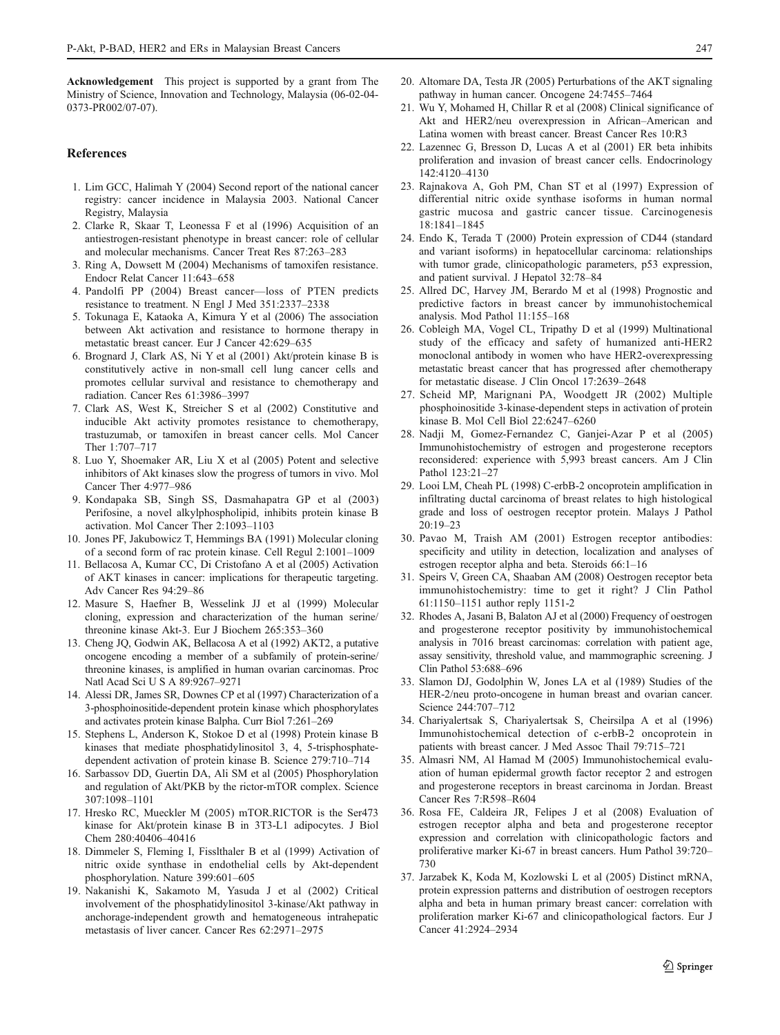**Acknowledgement** This project is supported by a grant from The Ministry of Science, Innovation and Technology, Malaysia (06-02-04-0373-PR002/07-07).

## References

1. Lim GCC, Halimah Y (2004) Second report of the national cancer registry: cancer incidence in Malaysia 2003. National Cancer Registry, Malaysia
2. Clarke R, Skaar T, Leonessa F et al (1996) Acquisition of an antiestrogen-resistant phenotype in breast cancer: role of cellular and molecular mechanisms. Cancer Treat Res 87:263–283
3. Ring A, Dowsett M (2004) Mechanisms of tamoxifen resistance. Endocr Relat Cancer 11:643–658
4. Pandolfi PP (2004) Breast cancer—loss of PTEN predicts resistance to treatment. N Engl J Med 351:2337–2338
5. Tokunaga E, Kataoka A, Kimura Y et al (2006) The association between Akt activation and resistance to hormone therapy in metastatic breast cancer. Eur J Cancer 42:629–635
6. Brognard J, Clark AS, Ni Y et al (2001) Akt/protein kinase B is constitutively active in non-small cell lung cancer cells and promotes cellular survival and resistance to chemotherapy and radiation. Cancer Res 61:3986–3997
7. Clark AS, West K, Streicher S et al (2002) Constitutive and inducible Akt activity promotes resistance to chemotherapy, trastuzumab, or tamoxifen in breast cancer cells. Mol Cancer Ther 1:707–717
8. Luo Y, Shoemaker AR, Liu X et al (2005) Potent and selective inhibitors of Akt kinases slow the progress of tumors in vivo. Mol Cancer Ther 4:977–986
9. Kondapaka SB, Singh SS, Dasmahapatra GP et al (2003) Perifosine, a novel alkylphospholipid, inhibits protein kinase B activation. Mol Cancer Ther 2:1093–1103
10. Jones PF, Jakubowicz T, Hemmings BA (1991) Molecular cloning of a second form of rac protein kinase. Cell Regul 2:1001–1009
11. Bellacosa A, Kumar CC, Di Cristofano A et al (2005) Activation of AKT kinases in cancer: implications for therapeutic targeting. Adv Cancer Res 94:29–86
12. Masure S, Haefner B, Wesselink JJ et al (1999) Molecular cloning, expression and characterization of the human serine/threonine kinase Akt-3. Eur J Biochem 265:353–360
13. Cheng JQ, Godwin AK, Bellacosa A et al (1992) AKT2, a putative oncogene encoding a member of a subfamily of protein-serine/threonine kinases, is amplified in human ovarian carcinomas. Proc Natl Acad Sci U S A 89:9267–9271
14. Alessi DR, James SR, Downes CP et al (1997) Characterization of a 3-phosphoinositide-dependent protein kinase which phosphorylates and activates protein kinase Balpha. Curr Biol 7:261–269
15. Stephens L, Anderson K, Stokoe D et al (1998) Protein kinase B kinases that mediate phosphatidylinositol 3, 4, 5-trisphosphate-dependent activation of protein kinase B. Science 279:710–714
16. Sarbassov DD, Guertin DA, Ali SM et al (2005) Phosphorylation and regulation of Akt/PKB by the rictor-mTOR complex. Science 307:1098–1101
17. Hresko RC, Mueckler M (2005) mTOR.RICTOR is the Ser473 kinase for Akt/protein kinase B in 3T3-L1 adipocytes. J Biol Chem 280:40406–40416
18. Dimmeler S, Fleming I, Fisslthaler B et al (1999) Activation of nitric oxide synthase in endothelial cells by Akt-dependent phosphorylation. Nature 399:601–605
19. Nakanishi K, Sakamoto M, Yasuda J et al (2002) Critical involvement of the phosphatidylinositol 3-kinase/Akt pathway in anchorage-independent growth and hematogeneous intrahepatic metastasis of liver cancer. Cancer Res 62:2971–2975
20. Altomare DA, Testa JR (2005) Perturbations of the AKT signaling pathway in human cancer. Oncogene 24:7455–7464
21. Wu Y, Mohamed H, Chillar R et al (2008) Clinical significance of Akt and HER2/neu overexpression in African–American and Latina women with breast cancer. Breast Cancer Res 10:R3
22. Lazennec G, Bresson D, Lucas A et al (2001) ER beta inhibits proliferation and invasion of breast cancer cells. Endocrinology 142:4120–4130
23. Rajnakova A, Goh PM, Chan ST et al (1997) Expression of differential nitric oxide synthase isoforms in human normal gastric mucosa and gastric cancer tissue. Carcinogenesis 18:1841–1845
24. Endo K, Terada T (2000) Protein expression of CD44 (standard and variant isoforms) in hepatocellular carcinoma: relationships with tumor grade, clinicopathologic parameters, p53 expression, and patient survival. J Hepatol 32:78–84
25. Allred DC, Harvey JM, Berardo M et al (1998) Prognostic and predictive factors in breast cancer by immunohistochemical analysis. Mod Pathol 11:155–168
26. Cobleigh MA, Vogel CL, Tripathy D et al (1999) Multinational study of the efficacy and safety of humanized anti-HER2 monoclonal antibody in women who have HER2-overexpressing metastatic breast cancer that has progressed after chemotherapy for metastatic disease. J Clin Oncol 17:2639–2648
27. Scheid MP, Marignani PA, Woodgett JR (2002) Multiple phosphoinositide 3-kinase-dependent steps in activation of protein kinase B. Mol Cell Biol 22:6247–6260
28. Nadji M, Gomez-Fernandez C, Ganjei-Azar P et al (2005) Immunohistochemistry of estrogen and progesterone receptors reconsidered: experience with 5,993 breast cancers. Am J Clin Pathol 123:21–27
29. Looi LM, Cheah PL (1998) C-erbB-2 oncoprotein amplification in infiltrating ductal carcinoma of breast relates to high histological grade and loss of oestrogen receptor protein. Malays J Pathol 20:19–23
30. Pavao M, Traish AM (2001) Estrogen receptor antibodies: specificity and utility in detection, localization and analyses of estrogen receptor alpha and beta. Steroids 66:1–16
31. Speirs V, Green CA, Shaaban AM (2008) Oestrogen receptor beta immunohistochemistry: time to get it right? J Clin Pathol 61:1150–1151 author reply 1151-2
32. Rhodes A, Jasani B, Balaton AJ et al (2000) Frequency of oestrogen and progesterone receptor positivity by immunohistochemical analysis in 7016 breast carcinomas: correlation with patient age, assay sensitivity, threshold value, and mammographic screening. J Clin Pathol 53:688–696
33. Slamon DJ, Godolphin W, Jones LA et al (1989) Studies of the HER-2/neu proto-oncogene in human breast and ovarian cancer. Science 244:707–712
34. Chariyalertsak S, Chariyalertsak S, Cheirsilpa A et al (1996) Immunohistochemical detection of c-erbB-2 oncoprotein in patients with breast cancer. J Med Assoc Thail 79:715–721
35. Almasri NM, Al Hamad M (2005) Immunohistochemical evaluation of human epidermal growth factor receptor 2 and estrogen and progesterone receptors in breast carcinoma in Jordan. Breast Cancer Res 7:R598–R604
36. Rosa FE, Caldeira JR, Felipes J et al (2008) Evaluation of estrogen receptor alpha and beta and progesterone receptor expression and correlation with clinicopathologic factors and proliferative marker Ki-67 in breast cancers. Hum Pathol 39:720–730
37. Jarzabek K, Koda M, Kozlowski L et al (2005) Distinct mRNA, protein expression patterns and distribution of oestrogen receptors alpha and beta in human primary breast cancer: correlation with proliferation marker Ki-67 and clinicopathological factors. Eur J Cancer 41:2924–2934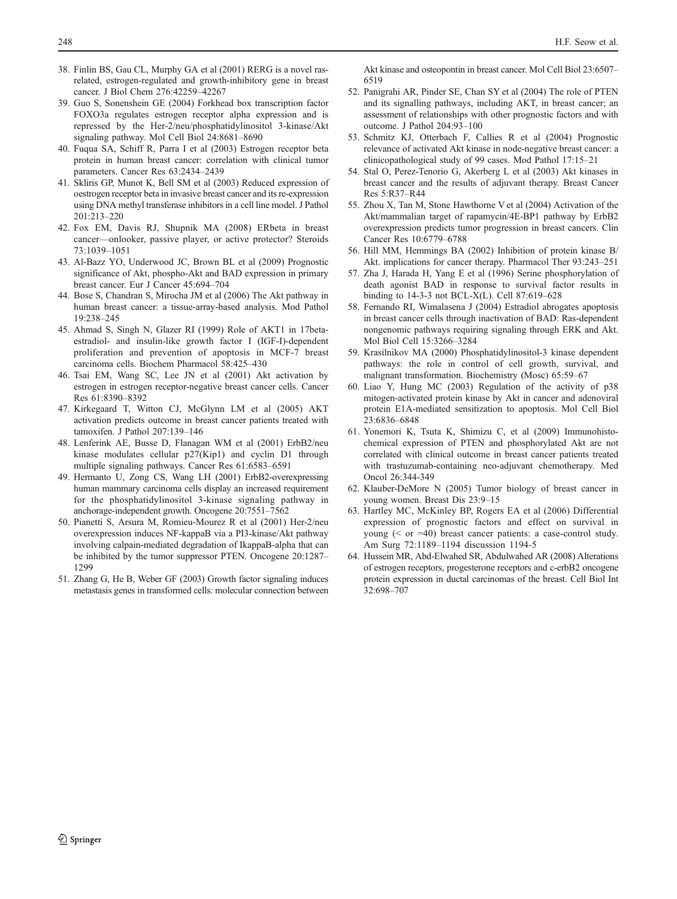38. Finlin BS, Gau CL, Murphy GA et al (2001) RERG is a novel ras-related, estrogen-regulated and growth-inhibitory gene in breast cancer. J Biol Chem 276:42259–42267
39. Guo S, Sonenshein GE (2004) Forkhead box transcription factor FOXO3a regulates estrogen receptor alpha expression and is repressed by the Her-2/neu/phosphatidylinositol 3-kinase/Akt signaling pathway. Mol Cell Biol 24:8681–8690
40. Fuqua SA, Schiff R, Parra I et al (2003) Estrogen receptor beta protein in human breast cancer: correlation with clinical tumor parameters. Cancer Res 63:2434–2439
41. Skliris GP, Munot K, Bell SM et al (2003) Reduced expression of oestrogen receptor beta in invasive breast cancer and its re-expression using DNA methyl transferase inhibitors in a cell line model. J Pathol 201:213–220
42. Fox EM, Davis RJ, Shupnik MA (2008) ERbeta in breast cancer—onlooker, passive player, or active protector? Steroids 73:1039–1051
43. Al-Bazz YO, Underwood JC, Brown BL et al (2009) Prognostic significance of Akt, phospho-Akt and BAD expression in primary breast cancer. Eur J Cancer 45:694–704
44. Bose S, Chandran S, Mirocha JM et al (2006) The Akt pathway in human breast cancer: a tissue-array-based analysis. Mod Pathol 19:238–245
45. Ahmad S, Singh N, Glazer RI (1999) Role of AKT1 in 17beta-estradiol- and insulin-like growth factor I (IGF-I)-dependent proliferation and prevention of apoptosis in MCF-7 breast carcinoma cells. Biochem Pharmacol 58:425–430
46. Tsai EM, Wang SC, Lee JN et al (2001) Akt activation by estrogen in estrogen receptor-negative breast cancer cells. Cancer Res 61:8390–8392
47. Kirkegaard T, Witton CJ, McGlynn LM et al (2005) AKT activation predicts outcome in breast cancer patients treated with tamoxifen. J Pathol 207:139–146
48. Lenferink AE, Busse D, Flanagan WM et al (2001) ErbB2/neu kinase modulates cellular p27(Kip1) and cyclin D1 through multiple signaling pathways. Cancer Res 61:6583–6591
49. Hermanto U, Zong CS, Wang LH (2001) ErbB2-overexpressing human mammary carcinoma cells display an increased requirement for the phosphatidylinositol 3-kinase signaling pathway in anchorage-independent growth. Oncogene 20:7551–7562
50. Pianetti S, Arsura M, Romieu-Mourez R et al (2001) Her-2/neu overexpression induces NF-kappaB via a PI3-kinase/Akt pathway involving calpain-mediated degradation of IkappaB-alpha that can be inhibited by the tumor suppressor PTEN. Oncogene 20:1287–1299
51. Zhang G, He B, Weber GF (2003) Growth factor signaling induces metastasis genes in transformed cells: molecular connection between Akt kinase and osteopontin in breast cancer. Mol Cell Biol 23:6507–6519
52. Panigrahi AR, Pinder SE, Chan SY et al (2004) The role of PTEN and its signalling pathways, including AKT, in breast cancer; an assessment of relationships with other prognostic factors and with outcome. J Pathol 204:93–100
53. Schmitz KJ, Otterbach F, Callies R et al (2004) Prognostic relevance of activated Akt kinase in node-negative breast cancer: a clinicopathological study of 99 cases. Mod Pathol 17:15–21
54. Stal O, Perez-Tenorio G, Akerberg L et al (2003) Akt kinases in breast cancer and the results of adjuvant therapy. Breast Cancer Res 5:R37–R44
55. Zhou X, Tan M, Stone Hawthorne V et al (2004) Activation of the Akt/mammalian target of rapamycin/4E-BP1 pathway by ErbB2 overexpression predicts tumor progression in breast cancers. Clin Cancer Res 10:6779–6788
56. Hill MM, Hemmings BA (2002) Inhibition of protein kinase B/Akt. implications for cancer therapy. Pharmacol Ther 93:243–251
57. Zha J, Harada H, Yang E et al (1996) Serine phosphorylation of death agonist BAD in response to survival factor results in binding to 14-3-3 not BCL-X(L). Cell 87:619–628
58. Fernando RI, Wimalasena J (2004) Estradiol abrogates apoptosis in breast cancer cells through inactivation of BAD: Ras-dependent nongenomic pathways requiring signaling through ERK and Akt. Mol Biol Cell 15:3266–3284
59. Krasilnikov MA (2000) Phosphatidylinositol-3 kinase dependent pathways: the role in control of cell growth, survival, and malignant transformation. Biochemistry (Mosc) 65:59–67
60. Liao Y, Hung MC (2003) Regulation of the activity of p38 mitogen-activated protein kinase by Akt in cancer and adenoviral protein E1A-mediated sensitization to apoptosis. Mol Cell Biol 23:6836–6848
61. Yonemori K, Tsuta K, Shimizu C, et al (2009) Immunohistochemical expression of PTEN and phosphorylated Akt are not correlated with clinical outcome in breast cancer patients treated with trastuzumab-containing neo-adjuvant chemotherapy. Med Oncol 26:344-349
62. Klauber-DeMore N (2005) Tumor biology of breast cancer in young women. Breast Dis 23:9–15
63. Hartley MC, McKinley BP, Rogers EA et al (2006) Differential expression of prognostic factors and effect on survival in young (< or =40) breast cancer patients: a case-control study. Am Surg 72:1189–1194 discussion 1194-5
64. Hussein MR, Abd-Elwahed SR, Abdulwahed AR (2008) Alterations of estrogen receptors, progesterone receptors and c-erbB2 oncogene protein expression in ductal carcinomas of the breast. Cell Biol Int 32:698–707